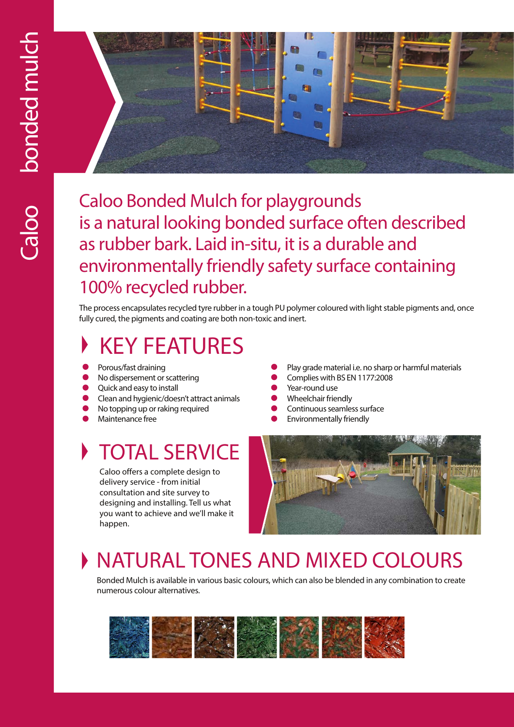Caloo bonded mulch

Caloo Bonded Mulch for playgrounds is a natural looking bonded surface often described as rubber bark. Laid in-situ, it is a durable and environmentally friendly safety surface containing 100% recycled rubber.

The process encapsulates recycled tyre rubber in a tough PU polymer coloured with light stable pigments and, once fully cured, the pigments and coating are both non-toxic and inert.

## KEY FEATURES

- Porous/fast draining
- No dispersement or scattering
- Quick and easy to install
- Clean and hygienic/doesn't attract animals
- No topping up or raking required
- Maintenance free
- Play grade material i.e. no sharp or harmful materials
- Complies with BS EN 1177:2008
- Year-round use
- Wheelchair friendly
- Continuous seamless surface
- Environmentally friendly

## TOTAL SERVICE

Caloo offers a complete design to delivery service - from initial consultation and site survey to designing and installing. Tell us what you want to achieve and we'll make it happen.

## NATURAL TONES AND MIXED COLOURS

Bonded Mulch is available in various basic colours, which can also be blended in any combination to create numerous colour alternatives.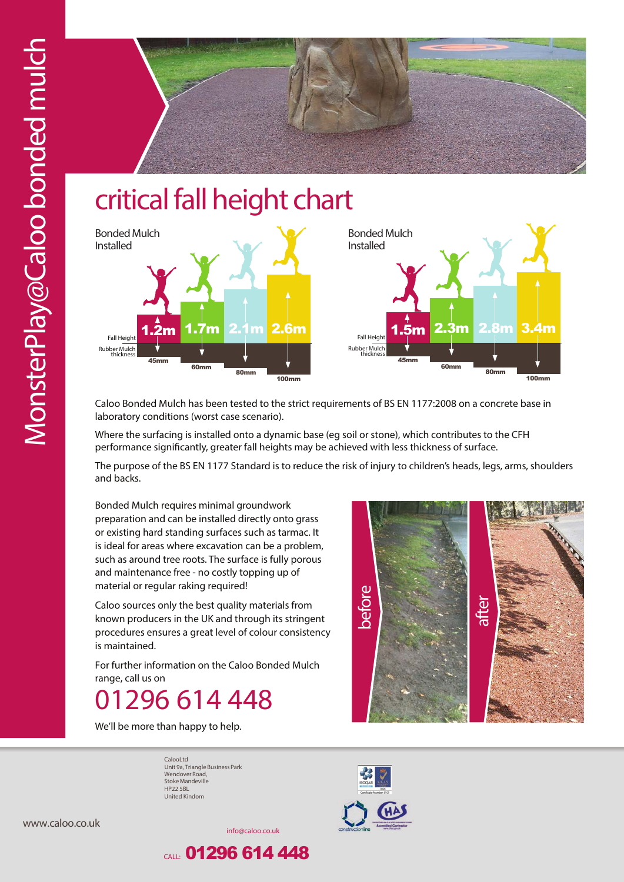MonsterPlay@Caloo bonded mulch

# critical fall height chart

Bonded Mulch Installed

Fall Height
Rubber Mulch thickness

1.2m 1.7m 2.1m 2.6m

45mm 60mm 80mm 100mm

Bonded Mulch Installed

Fall Height
Rubber Mulch thickness

1.5m 2.3m 2.8m 3.4m

45mm 60mm 80mm 100mm

Caloo Bonded Mulch has been tested to the strict requirements of BS EN 1177:2008 on a concrete base in laboratory conditions (worst case scenario).

Where the surfacing is installed onto a dynamic base (eg soil or stone), which contributes to the CFH performance significantly, greater fall heights may be achieved with less thickness of surface.

The purpose of the BS EN 1177 Standard is to reduce the risk of injury to children's heads, legs, arms, shoulders and backs.

Bonded Mulch requires minimal groundwork preparation and can be installed directly onto grass or existing hard standing surfaces such as tarmac. It is ideal for areas where excavation can be a problem, such as around tree roots. The surface is fully porous and maintenance free - no costly topping up of material or regular raking required!

Caloo sources only the best quality materials from known producers in the UK and through its stringent procedures ensures a great level of colour consistency is maintained.

For further information on the Caloo Bonded Mulch range, call us on

## 01296 614 448

We'll be more than happy to help.

before

after

CalooLtd
Unit 9a, Triangle Business Park
Wendover Road,
Stoke Mandeville
HP22 5BL
United Kindom

www.caloo.co.uk

info@caloo.co.uk

CALL: **01296 614 448**